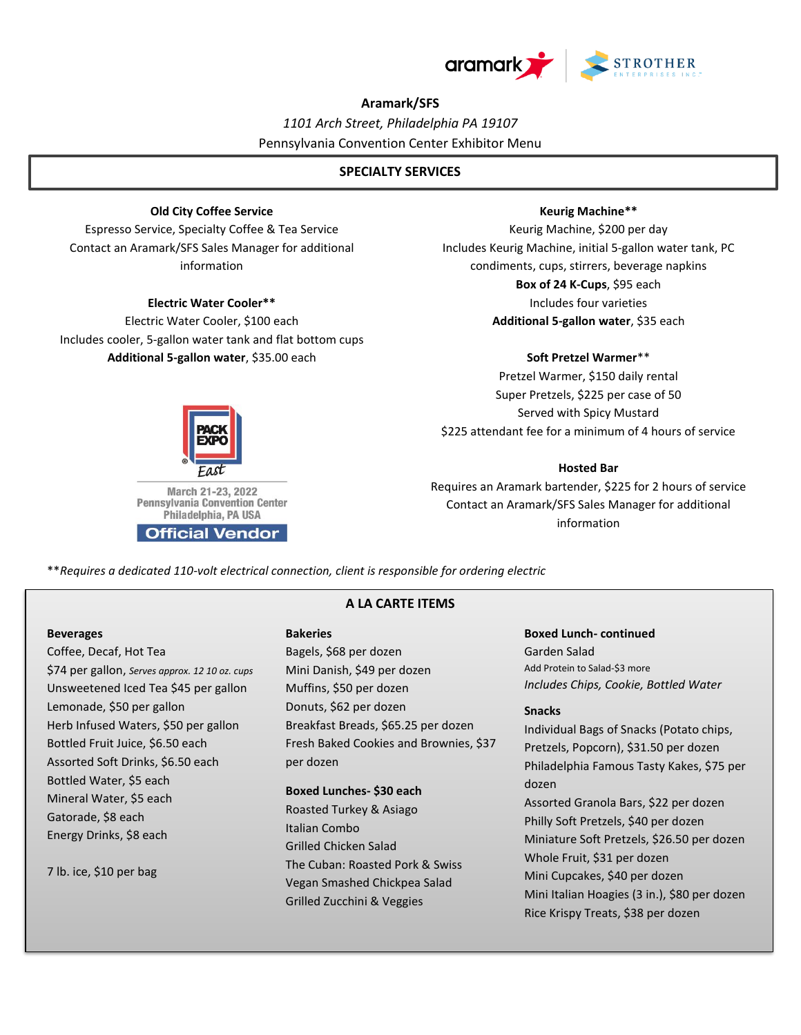**Aramark/SFS**

*1101 Arch Street, Philadelphia PA 19107*

Pennsylvania Convention Center Exhibitor Menu

## SPECIALTY SERVICES

**Old City Coffee Service**

Espresso Service, Specialty Coffee & Tea Service

Contact an Aramark/SFS Sales Manager for additional information

**Electric Water Cooler****

Electric Water Cooler, $100 each

Includes cooler, 5-gallon water tank and flat bottom cups

**Additional 5-gallon water**, $35.00 each

PACK EXPO East

March 21-23, 2022

Pennsylvania Convention Center

Philadelphia, PA USA

Official Vendor

**Keurig Machine****

Keurig Machine, $200 per day

Includes Keurig Machine, initial 5-gallon water tank, PC condiments, cups, stirrers, beverage napkins

**Box of 24 K-Cups**, $95 each

Includes four varieties

**Additional 5-gallon water**, $35 each

**Soft Pretzel Warmer****

Pretzel Warmer, $150 daily rental

Super Pretzels, $225 per case of 50

Served with Spicy Mustard

$225 attendant fee for a minimum of 4 hours of service

**Hosted Bar**

Requires an Aramark bartender, $225 for 2 hours of service

Contact an Aramark/SFS Sales Manager for additional information

***Requires a dedicated 110-volt electrical connection, client is responsible for ordering electric*

## A LA CARTE ITEMS

**Beverages**

Coffee, Decaf, Hot Tea

$74 per gallon, *Serves approx. 12 10 oz. cups*

Unsweetened Iced Tea $45 per gallon

Lemonade, $50 per gallon

Herb Infused Waters, $50 per gallon

Bottled Fruit Juice, $6.50 each

Assorted Soft Drinks, $6.50 each

Bottled Water, $5 each

Mineral Water, $5 each

Gatorade, $8 each

Energy Drinks, $8 each

7 lb. ice, $10 per bag

**Bakeries**

Bagels, $68 per dozen

Mini Danish, $49 per dozen

Muffins, $50 per dozen

Donuts, $62 per dozen

Breakfast Breads, $65.25 per dozen

Fresh Baked Cookies and Brownies, $37 per dozen

**Boxed Lunches- $30 each**

Roasted Turkey & Asiago

Italian Combo

Grilled Chicken Salad

The Cuban: Roasted Pork & Swiss

Vegan Smashed Chickpea Salad

Grilled Zucchini & Veggies

**Boxed Lunch- continued**

Garden Salad

Add Protein to Salad-$3 more

*Includes Chips, Cookie, Bottled Water*

**Snacks**

Individual Bags of Snacks (Potato chips, Pretzels, Popcorn), $31.50 per dozen

Philadelphia Famous Tasty Kakes, $75 per dozen

Assorted Granola Bars, $22 per dozen

Philly Soft Pretzels, $40 per dozen

Miniature Soft Pretzels, $26.50 per dozen

Whole Fruit, $31 per dozen

Mini Cupcakes, $40 per dozen

Mini Italian Hoagies (3 in.), $80 per dozen

Rice Krispy Treats, $38 per dozen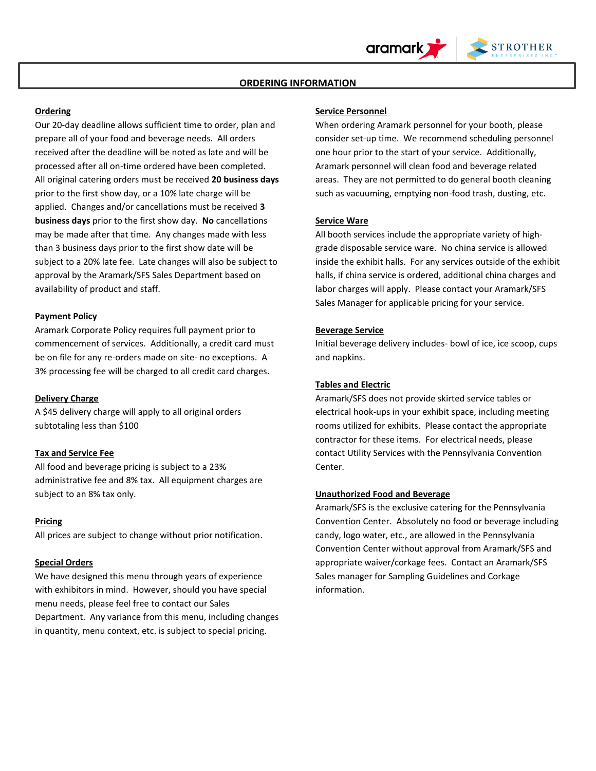## ORDERING INFORMATION

### Ordering

Our 20-day deadline allows sufficient time to order, plan and prepare all of your food and beverage needs. All orders received after the deadline will be noted as late and will be processed after all on-time ordered have been completed. All original catering orders must be received **20 business days** prior to the first show day, or a 10% late charge will be applied. Changes and/or cancellations must be received **3 business days** prior to the first show day. **No** cancellations may be made after that time. Any changes made with less than 3 business days prior to the first show date will be subject to a 20% late fee. Late changes will also be subject to approval by the Aramark/SFS Sales Department based on availability of product and staff.

### Payment Policy

Aramark Corporate Policy requires full payment prior to commencement of services. Additionally, a credit card must be on file for any re-orders made on site- no exceptions. A 3% processing fee will be charged to all credit card charges.

### Delivery Charge

A $45 delivery charge will apply to all original orders subtotaling less than $100

### Tax and Service Fee

All food and beverage pricing is subject to a 23% administrative fee and 8% tax. All equipment charges are subject to an 8% tax only.

### Pricing

All prices are subject to change without prior notification.

### Special Orders

We have designed this menu through years of experience with exhibitors in mind. However, should you have special menu needs, please feel free to contact our Sales Department. Any variance from this menu, including changes in quantity, menu context, etc. is subject to special pricing.

### Service Personnel

When ordering Aramark personnel for your booth, please consider set-up time. We recommend scheduling personnel one hour prior to the start of your service. Additionally, Aramark personnel will clean food and beverage related areas. They are not permitted to do general booth cleaning such as vacuuming, emptying non-food trash, dusting, etc.

### Service Ware

All booth services include the appropriate variety of high-grade disposable service ware. No china service is allowed inside the exhibit halls. For any services outside of the exhibit halls, if china service is ordered, additional china charges and labor charges will apply. Please contact your Aramark/SFS Sales Manager for applicable pricing for your service.

### Beverage Service

Initial beverage delivery includes- bowl of ice, ice scoop, cups and napkins.

### Tables and Electric

Aramark/SFS does not provide skirted service tables or electrical hook-ups in your exhibit space, including meeting rooms utilized for exhibits. Please contact the appropriate contractor for these items. For electrical needs, please contact Utility Services with the Pennsylvania Convention Center.

### Unauthorized Food and Beverage

Aramark/SFS is the exclusive catering for the Pennsylvania Convention Center. Absolutely no food or beverage including candy, logo water, etc., are allowed in the Pennsylvania Convention Center without approval from Aramark/SFS and appropriate waiver/corkage fees. Contact an Aramark/SFS Sales manager for Sampling Guidelines and Corkage information.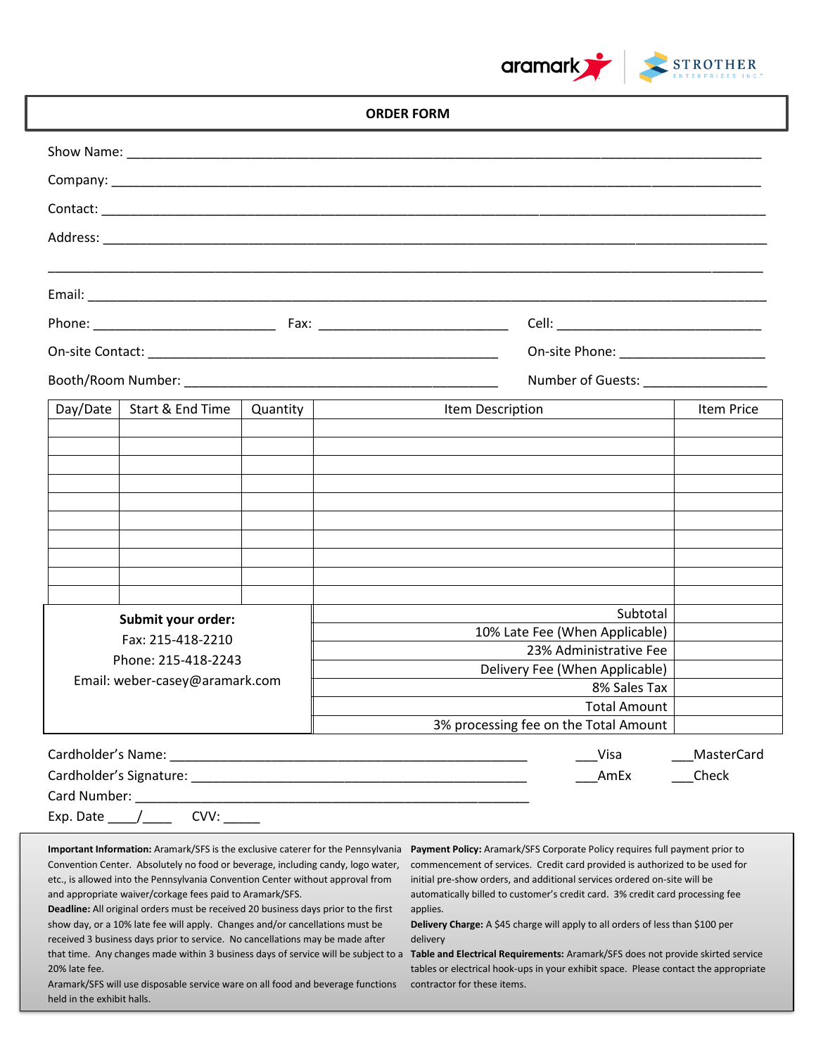# ORDER FORM

Show Name: ______________________________________________

Company: ______________________________________________

Contact: ______________________________________________

Address: ______________________________________________

______________________________________________

Email: ______________________________________________

Phone: ______________ Fax: ______________ Cell: ______________

On-site Contact: ______________________ On-site Phone: ______________

Booth/Room Number: ______________________ Number of Guests: ______________

| Day/Date | Start & End Time | Quantity | Item Description | Item Price |
|---|---|---|---|---|
| | | | | |
| | | | | |
| | | | | |
| | | | | |
| | | | | |
| | | | | |
| | | | | |
| | | | | |
| | | | | |
| | | | | |

| | | |
|---|---|---|
| **Submit your order:** | Subtotal | |
| Fax: 215-418-2210 | 10% Late Fee (When Applicable) | |
| Phone: 215-418-2243 | 23% Administrative Fee | |
| Email: weber-casey@aramark.com | Delivery Fee (When Applicable) | |
| | 8% Sales Tax | |
| | Total Amount | |
| | 3% processing fee on the Total Amount | |

Cardholder's Name: ______________________ ___Visa ___MasterCard

Cardholder's Signature: ______________________ ___AmEx ___Check

Card Number: ______________________

Exp. Date ____/____ CVV: _____

**Important Information:** Aramark/SFS is the exclusive caterer for the Pennsylvania Convention Center. Absolutely no food or beverage, including candy, logo water, etc., is allowed into the Pennsylvania Convention Center without approval from and appropriate waiver/corkage fees paid to Aramark/SFS.

**Deadline:** All original orders must be received 20 business days prior to the first show day, or a 10% late fee will apply. Changes and/or cancellations must be received 3 business days prior to service. No cancellations may be made after that time. Any changes made within 3 business days of service will be subject to a 20% late fee.

Aramark/SFS will use disposable service ware on all food and beverage functions held in the exhibit halls.

**Payment Policy:** Aramark/SFS Corporate Policy requires full payment prior to commencement of services. Credit card provided is authorized to be used for initial pre-show orders, and additional services ordered on-site will be automatically billed to customer's credit card. 3% credit card processing fee applies.

**Delivery Charge:** A $45 charge will apply to all orders of less than $100 per delivery

**Table and Electrical Requirements:** Aramark/SFS does not provide skirted service tables or electrical hook-ups in your exhibit space. Please contact the appropriate contractor for these items.